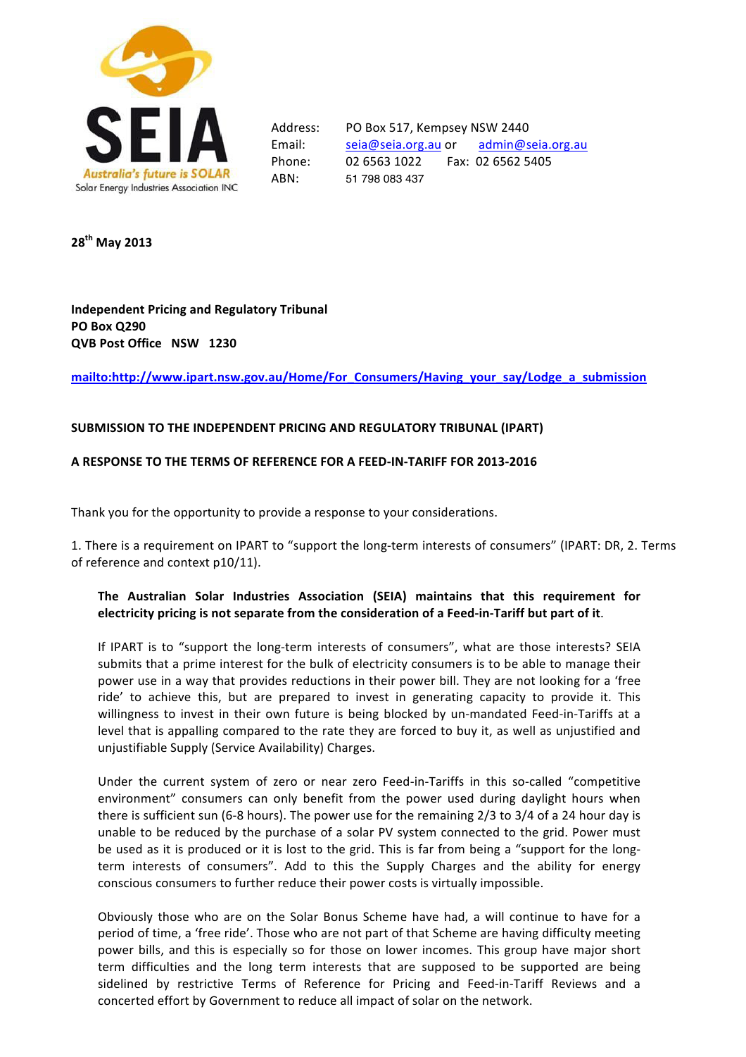**SEIA**
*Australia's future is SOLAR*
Solar Energy Industries Association INC

Address: PO Box 517, Kempsey NSW 2440
Email: seia@seia.org.au or admin@seia.org.au
Phone: 02 6563 1022 Fax: 02 6562 5405
ABN: 51 798 083 437

**28th May 2013**

**Independent Pricing and Regulatory Tribunal**
**PO Box Q290**
**QVB Post Office NSW 1230**

mailto:http://www.ipart.nsw.gov.au/Home/For_Consumers/Having_your_say/Lodge_a_submission

**SUBMISSION TO THE INDEPENDENT PRICING AND REGULATORY TRIBUNAL (IPART)**

**A RESPONSE TO THE TERMS OF REFERENCE FOR A FEED-IN-TARIFF FOR 2013-2016**

Thank you for the opportunity to provide a response to your considerations.

1. There is a requirement on IPART to "support the long-term interests of consumers" (IPART: DR, 2. Terms of reference and context p10/11).

> **The Australian Solar Industries Association (SEIA) maintains that this requirement for electricity pricing is not separate from the consideration of a Feed-in-Tariff but part of it.**
>
> If IPART is to "support the long-term interests of consumers", what are those interests? SEIA submits that a prime interest for the bulk of electricity consumers is to be able to manage their power use in a way that provides reductions in their power bill. They are not looking for a 'free ride' to achieve this, but are prepared to invest in generating capacity to provide it. This willingness to invest in their own future is being blocked by un-mandated Feed-in-Tariffs at a level that is appalling compared to the rate they are forced to buy it, as well as unjustified and unjustifiable Supply (Service Availability) Charges.
>
> Under the current system of zero or near zero Feed-in-Tariffs in this so-called "competitive environment" consumers can only benefit from the power used during daylight hours when there is sufficient sun (6-8 hours). The power use for the remaining 2/3 to 3/4 of a 24 hour day is unable to be reduced by the purchase of a solar PV system connected to the grid. Power must be used as it is produced or it is lost to the grid. This is far from being a "support for the long-term interests of consumers". Add to this the Supply Charges and the ability for energy conscious consumers to further reduce their power costs is virtually impossible.
>
> Obviously those who are on the Solar Bonus Scheme have had, a will continue to have for a period of time, a 'free ride'. Those who are not part of that Scheme are having difficulty meeting power bills, and this is especially so for those on lower incomes. This group have major short term difficulties and the long term interests that are supposed to be supported are being sidelined by restrictive Terms of Reference for Pricing and Feed-in-Tariff Reviews and a concerted effort by Government to reduce all impact of solar on the network.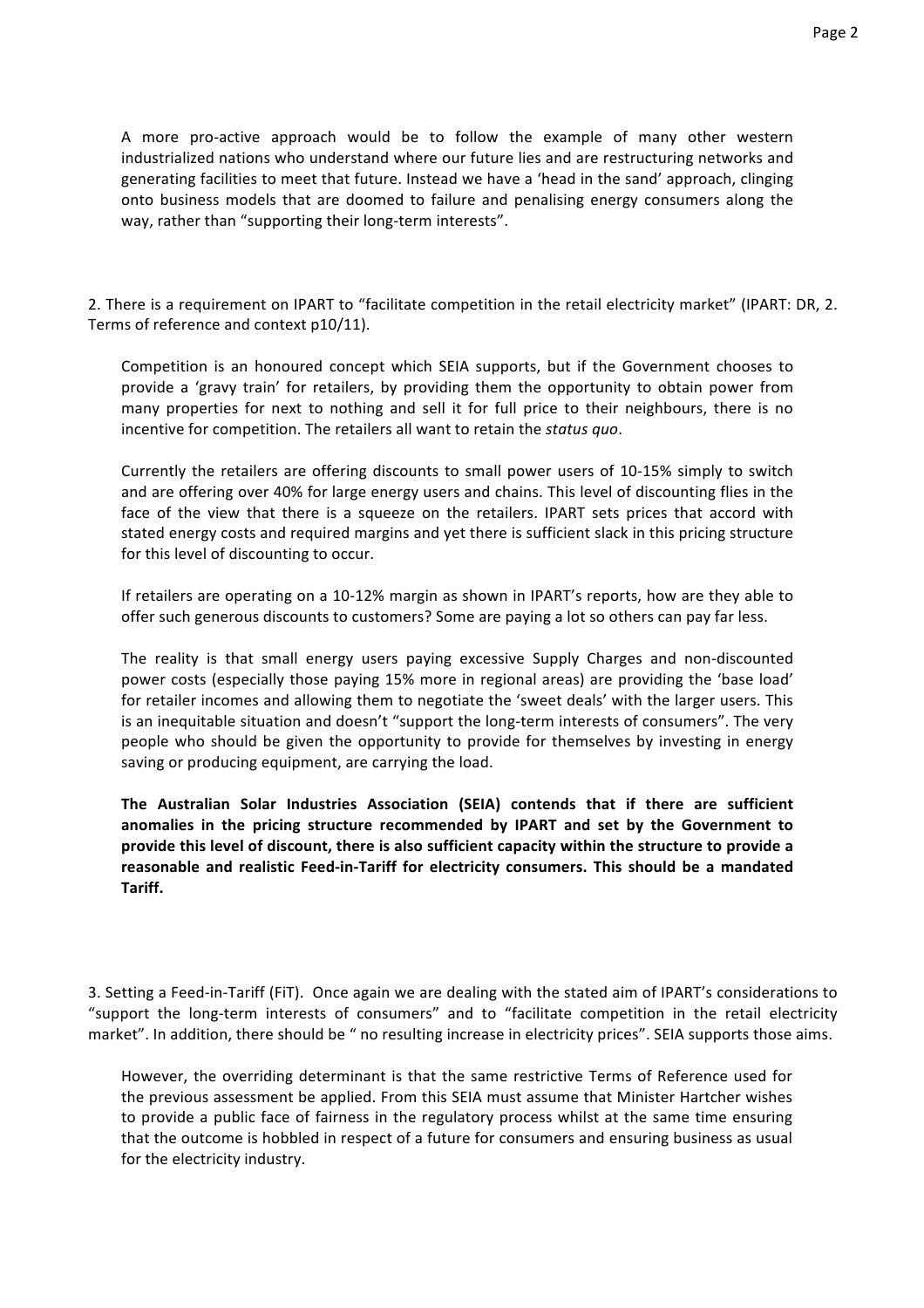A more pro-active approach would be to follow the example of many other western industrialized nations who understand where our future lies and are restructuring networks and generating facilities to meet that future. Instead we have a 'head in the sand' approach, clinging onto business models that are doomed to failure and penalising energy consumers along the way, rather than "supporting their long-term interests".

2. There is a requirement on IPART to "facilitate competition in the retail electricity market" (IPART: DR, 2. Terms of reference and context p10/11).

Competition is an honoured concept which SEIA supports, but if the Government chooses to provide a 'gravy train' for retailers, by providing them the opportunity to obtain power from many properties for next to nothing and sell it for full price to their neighbours, there is no incentive for competition. The retailers all want to retain the *status quo*.

Currently the retailers are offering discounts to small power users of 10-15% simply to switch and are offering over 40% for large energy users and chains. This level of discounting flies in the face of the view that there is a squeeze on the retailers. IPART sets prices that accord with stated energy costs and required margins and yet there is sufficient slack in this pricing structure for this level of discounting to occur.

If retailers are operating on a 10-12% margin as shown in IPART's reports, how are they able to offer such generous discounts to customers? Some are paying a lot so others can pay far less.

The reality is that small energy users paying excessive Supply Charges and non-discounted power costs (especially those paying 15% more in regional areas) are providing the 'base load' for retailer incomes and allowing them to negotiate the 'sweet deals' with the larger users. This is an inequitable situation and doesn't "support the long-term interests of consumers". The very people who should be given the opportunity to provide for themselves by investing in energy saving or producing equipment, are carrying the load.

**The Australian Solar Industries Association (SEIA) contends that if there are sufficient anomalies in the pricing structure recommended by IPART and set by the Government to provide this level of discount, there is also sufficient capacity within the structure to provide a reasonable and realistic Feed-in-Tariff for electricity consumers. This should be a mandated Tariff.**

3. Setting a Feed-in-Tariff (FiT). Once again we are dealing with the stated aim of IPART's considerations to "support the long-term interests of consumers" and to "facilitate competition in the retail electricity market". In addition, there should be " no resulting increase in electricity prices". SEIA supports those aims.

However, the overriding determinant is that the same restrictive Terms of Reference used for the previous assessment be applied. From this SEIA must assume that Minister Hartcher wishes to provide a public face of fairness in the regulatory process whilst at the same time ensuring that the outcome is hobbled in respect of a future for consumers and ensuring business as usual for the electricity industry.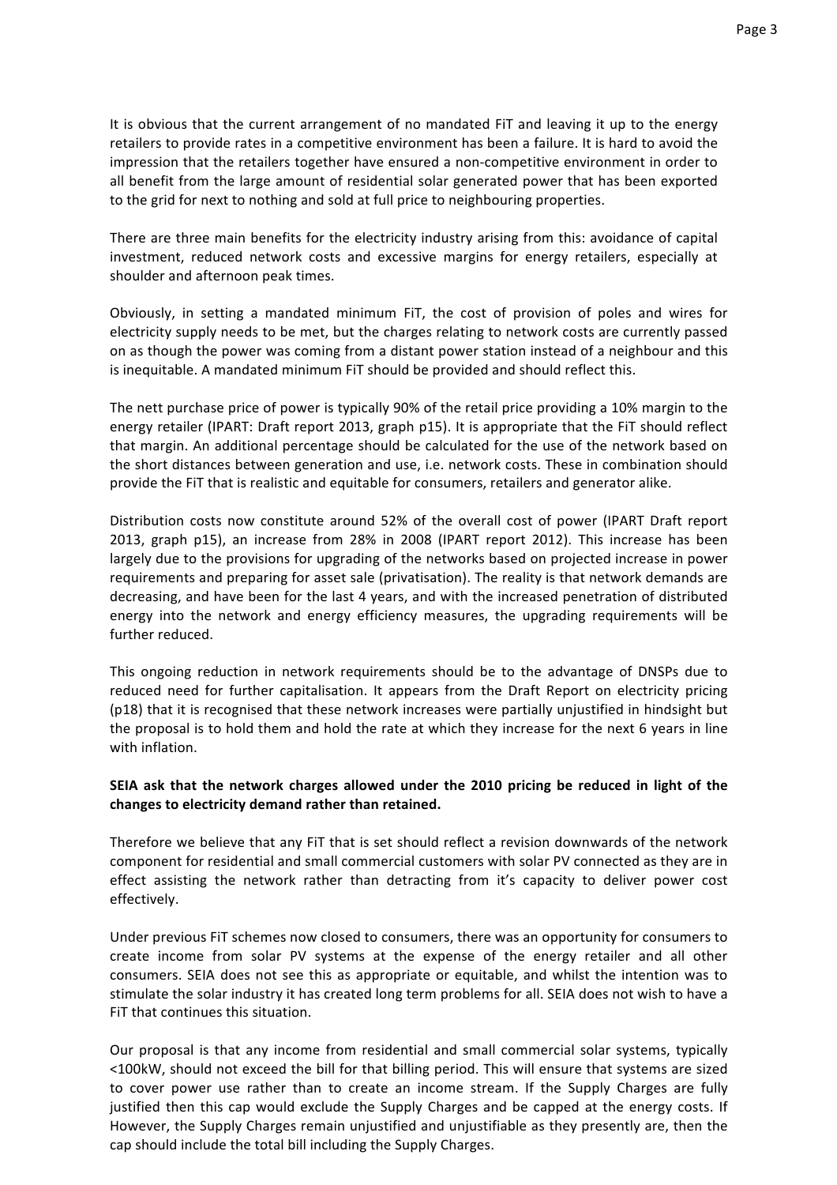It is obvious that the current arrangement of no mandated FiT and leaving it up to the energy retailers to provide rates in a competitive environment has been a failure. It is hard to avoid the impression that the retailers together have ensured a non-competitive environment in order to all benefit from the large amount of residential solar generated power that has been exported to the grid for next to nothing and sold at full price to neighbouring properties.

There are three main benefits for the electricity industry arising from this: avoidance of capital investment, reduced network costs and excessive margins for energy retailers, especially at shoulder and afternoon peak times.

Obviously, in setting a mandated minimum FiT, the cost of provision of poles and wires for electricity supply needs to be met, but the charges relating to network costs are currently passed on as though the power was coming from a distant power station instead of a neighbour and this is inequitable. A mandated minimum FiT should be provided and should reflect this.

The nett purchase price of power is typically 90% of the retail price providing a 10% margin to the energy retailer (IPART: Draft report 2013, graph p15). It is appropriate that the FiT should reflect that margin. An additional percentage should be calculated for the use of the network based on the short distances between generation and use, i.e. network costs. These in combination should provide the FiT that is realistic and equitable for consumers, retailers and generator alike.

Distribution costs now constitute around 52% of the overall cost of power (IPART Draft report 2013, graph p15), an increase from 28% in 2008 (IPART report 2012). This increase has been largely due to the provisions for upgrading of the networks based on projected increase in power requirements and preparing for asset sale (privatisation). The reality is that network demands are decreasing, and have been for the last 4 years, and with the increased penetration of distributed energy into the network and energy efficiency measures, the upgrading requirements will be further reduced.

This ongoing reduction in network requirements should be to the advantage of DNSPs due to reduced need for further capitalisation. It appears from the Draft Report on electricity pricing (p18) that it is recognised that these network increases were partially unjustified in hindsight but the proposal is to hold them and hold the rate at which they increase for the next 6 years in line with inflation.

**SEIA ask that the network charges allowed under the 2010 pricing be reduced in light of the changes to electricity demand rather than retained.**

Therefore we believe that any FiT that is set should reflect a revision downwards of the network component for residential and small commercial customers with solar PV connected as they are in effect assisting the network rather than detracting from it's capacity to deliver power cost effectively.

Under previous FiT schemes now closed to consumers, there was an opportunity for consumers to create income from solar PV systems at the expense of the energy retailer and all other consumers. SEIA does not see this as appropriate or equitable, and whilst the intention was to stimulate the solar industry it has created long term problems for all. SEIA does not wish to have a FiT that continues this situation.

Our proposal is that any income from residential and small commercial solar systems, typically <100kW, should not exceed the bill for that billing period. This will ensure that systems are sized to cover power use rather than to create an income stream. If the Supply Charges are fully justified then this cap would exclude the Supply Charges and be capped at the energy costs. If However, the Supply Charges remain unjustified and unjustifiable as they presently are, then the cap should include the total bill including the Supply Charges.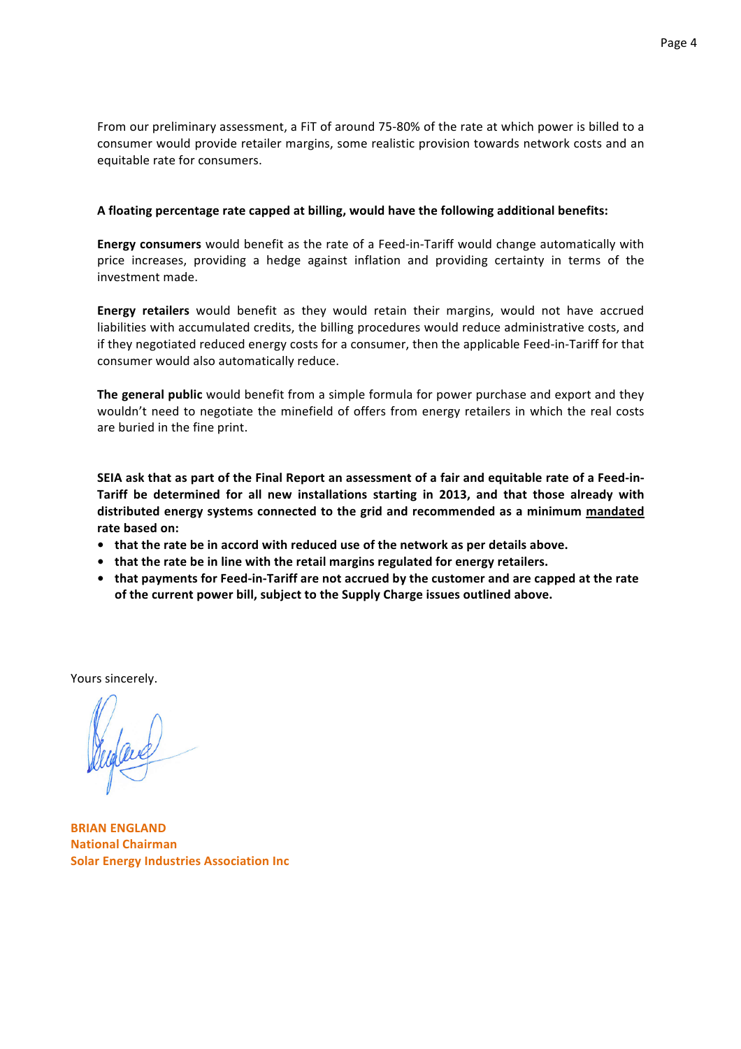From our preliminary assessment, a FiT of around 75-80% of the rate at which power is billed to a consumer would provide retailer margins, some realistic provision towards network costs and an equitable rate for consumers.

**A floating percentage rate capped at billing, would have the following additional benefits:**

**Energy consumers** would benefit as the rate of a Feed-in-Tariff would change automatically with price increases, providing a hedge against inflation and providing certainty in terms of the investment made.

**Energy retailers** would benefit as they would retain their margins, would not have accrued liabilities with accumulated credits, the billing procedures would reduce administrative costs, and if they negotiated reduced energy costs for a consumer, then the applicable Feed-in-Tariff for that consumer would also automatically reduce.

**The general public** would benefit from a simple formula for power purchase and export and they wouldn't need to negotiate the minefield of offers from energy retailers in which the real costs are buried in the fine print.

**SEIA ask that as part of the Final Report an assessment of a fair and equitable rate of a Feed-in-Tariff be determined for all new installations starting in 2013, and that those already with distributed energy systems connected to the grid and recommended as a minimum <u>mandated</u> rate based on:**

- **that the rate be in accord with reduced use of the network as per details above.**
- **that the rate be in line with the retail margins regulated for energy retailers.**
- **that payments for Feed-in-Tariff are not accrued by the customer and are capped at the rate of the current power bill, subject to the Supply Charge issues outlined above.**

Yours sincerely.

**BRIAN ENGLAND**
**National Chairman**
**Solar Energy Industries Association Inc**